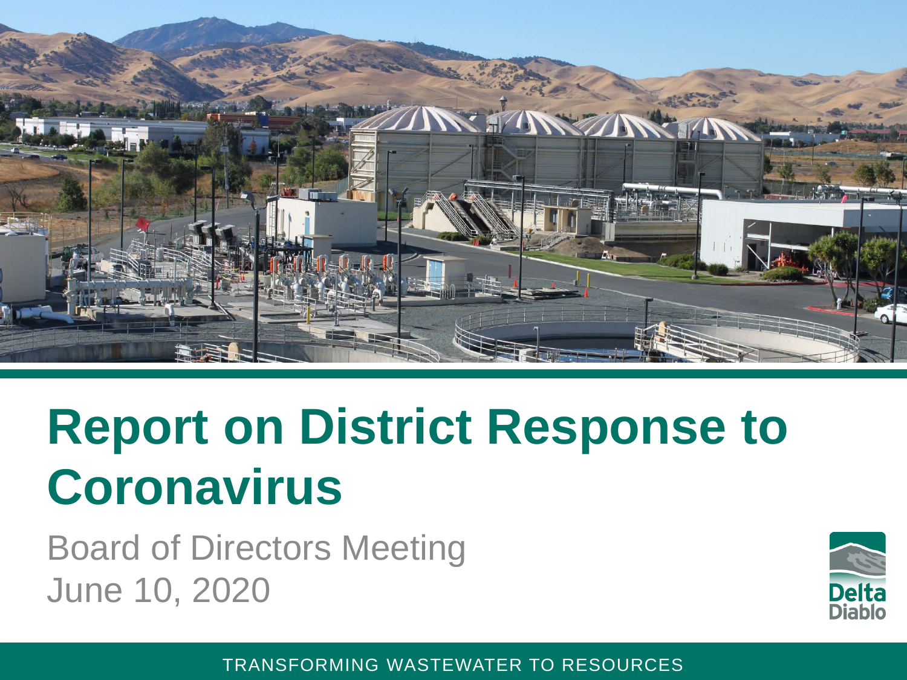# Report on District Response to Coronavirus

Board of Directors Meeting

June 10, 2020

Delta Diablo

TRANSFORMING WASTEWATER TO RESOURCES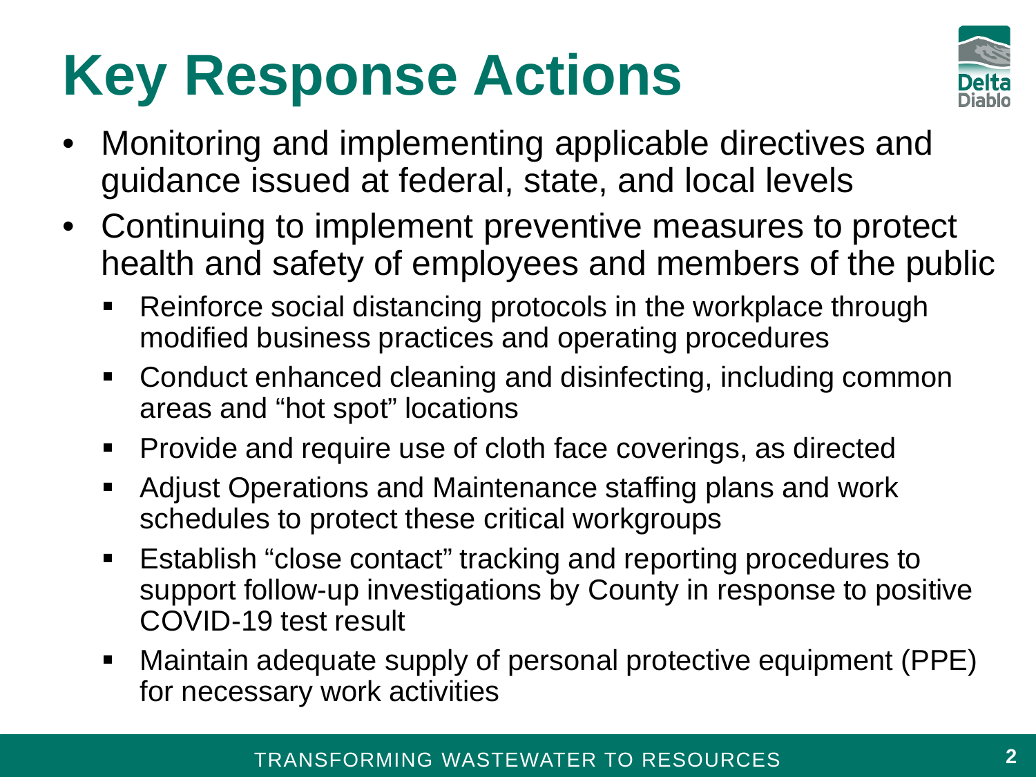# Key Response Actions

- Monitoring and implementing applicable directives and guidance issued at federal, state, and local levels
- Continuing to implement preventive measures to protect health and safety of employees and members of the public
  - Reinforce social distancing protocols in the workplace through modified business practices and operating procedures
  - Conduct enhanced cleaning and disinfecting, including common areas and "hot spot" locations
  - Provide and require use of cloth face coverings, as directed
  - Adjust Operations and Maintenance staffing plans and work schedules to protect these critical workgroups
  - Establish "close contact" tracking and reporting procedures to support follow-up investigations by County in response to positive COVID-19 test result
  - Maintain adequate supply of personal protective equipment (PPE) for necessary work activities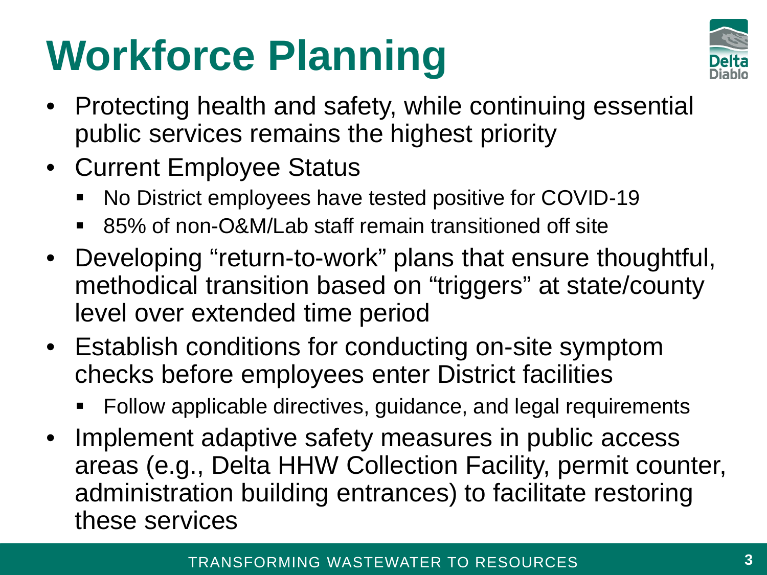# Workforce Planning

- Protecting health and safety, while continuing essential public services remains the highest priority
- Current Employee Status
  - No District employees have tested positive for COVID-19
  - 85% of non-O&M/Lab staff remain transitioned off site
- Developing “return-to-work” plans that ensure thoughtful, methodical transition based on “triggers” at state/county level over extended time period
- Establish conditions for conducting on-site symptom checks before employees enter District facilities
  - Follow applicable directives, guidance, and legal requirements
- Implement adaptive safety measures in public access areas (e.g., Delta HHW Collection Facility, permit counter, administration building entrances) to facilitate restoring these services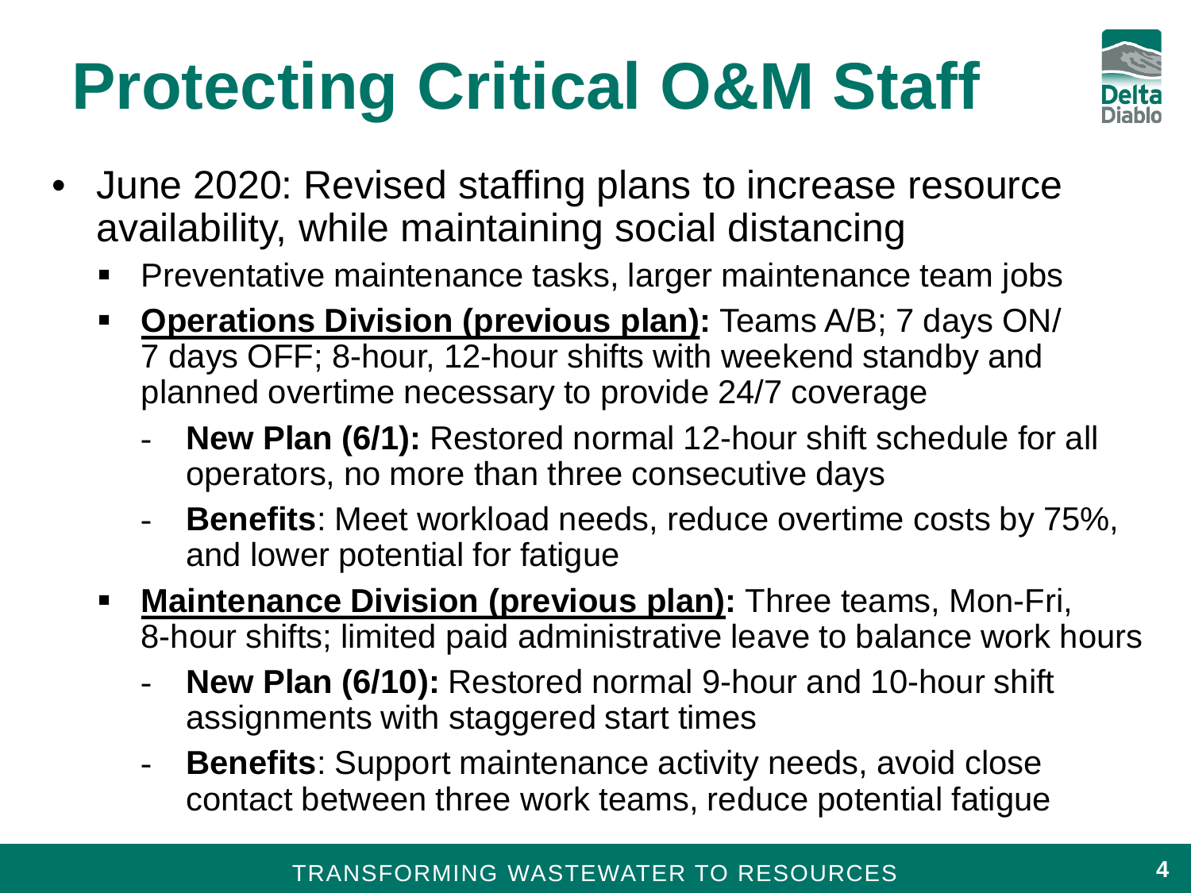# Protecting Critical O&M Staff

- June 2020: Revised staffing plans to increase resource availability, while maintaining social distancing
  - Preventative maintenance tasks, larger maintenance team jobs
  - **Operations Division (previous plan):** Teams A/B; 7 days ON/ 7 days OFF; 8-hour, 12-hour shifts with weekend standby and planned overtime necessary to provide 24/7 coverage
    - **New Plan (6/1):** Restored normal 12-hour shift schedule for all operators, no more than three consecutive days
    - **Benefits**: Meet workload needs, reduce overtime costs by 75%, and lower potential for fatigue
  - **Maintenance Division (previous plan):** Three teams, Mon-Fri, 8-hour shifts; limited paid administrative leave to balance work hours
    - **New Plan (6/10):** Restored normal 9-hour and 10-hour shift assignments with staggered start times
    - **Benefits**: Support maintenance activity needs, avoid close contact between three work teams, reduce potential fatigue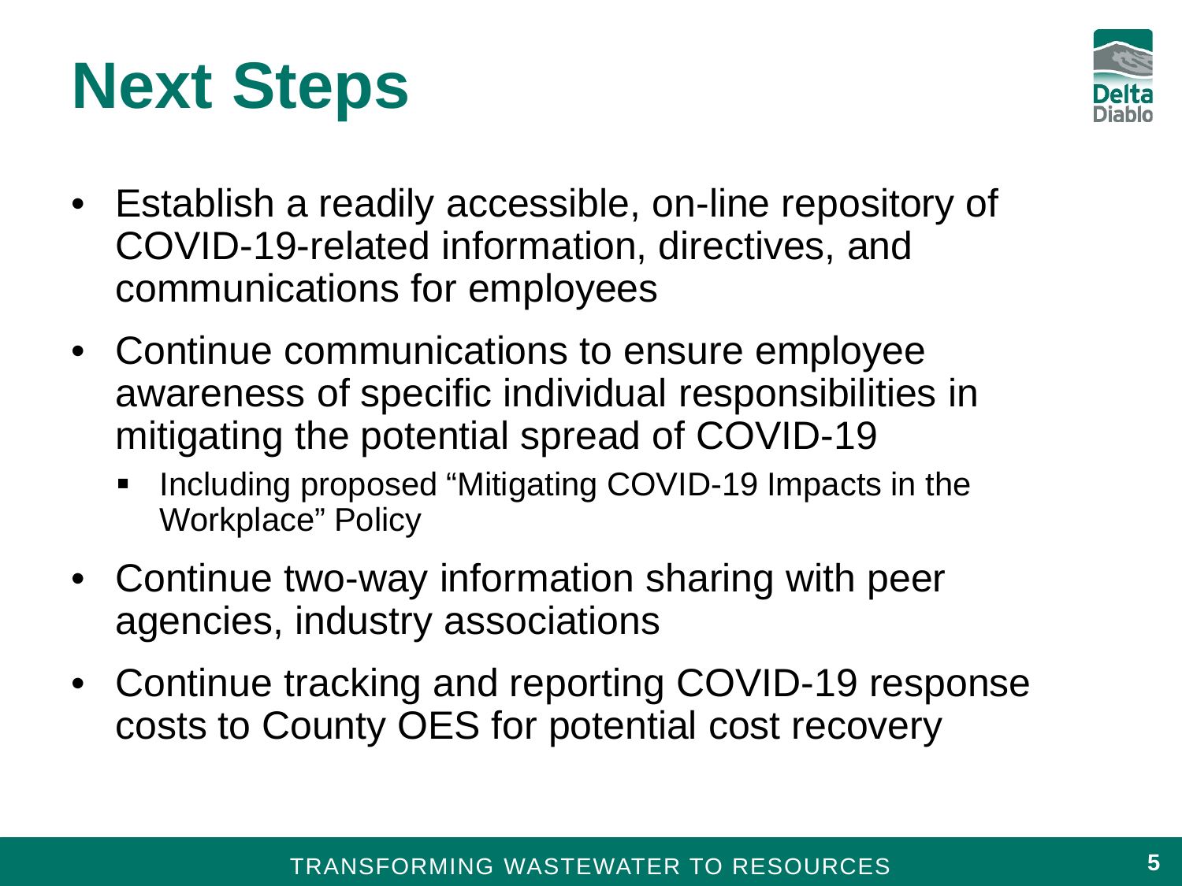# Next Steps

- Establish a readily accessible, on-line repository of COVID-19-related information, directives, and communications for employees
- Continue communications to ensure employee awareness of specific individual responsibilities in mitigating the potential spread of COVID-19
  - Including proposed "Mitigating COVID-19 Impacts in the Workplace" Policy
- Continue two-way information sharing with peer agencies, industry associations
- Continue tracking and reporting COVID-19 response costs to County OES for potential cost recovery